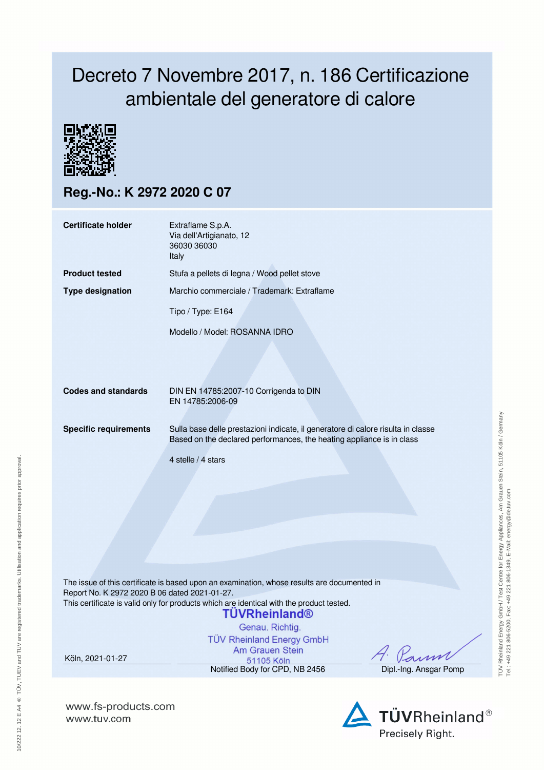# Decreto 7 Novembre 2017, n. 186 Certificazione ambientale del generatore di calore

## Reg.-No.: K 2972 2020 C 07

| | |
|---|---|
| **Certificate holder** | Extraflame S.p.A.<br>Via dell'Artigianato, 12<br>36030 36030<br>Italy |
| **Product tested** | Stufa a pellets di legna / Wood pellet stove |
| **Type designation** | Marchio commerciale / Trademark: Extraflame<br><br>Tipo / Type: E164<br><br>Modello / Model: ROSANNA IDRO |
| **Codes and standards** | DIN EN 14785:2007-10 Corrigenda to DIN EN 14785:2006-09 |
| **Specific requirements** | Sulla base delle prestazioni indicate, il generatore di calore risulta in classe<br>Based on the declared performances, the heating appliance is in class<br><br>4 stelle / 4 stars |

The issue of this certificate is based upon an examination, whose results are documented in Report No. K 2972 2020 B 06 dated 2021-01-27.
This certificate is valid only for products which are identical with the product tested.

TÜVRheinland®
Genau. Richtig.
TÜV Rheinland Energy GmbH
Am Grauen Stein
51105 Köln

Köln, 2021-01-27

Notified Body for CPD, NB 2456

Dipl.-Ing. Ansgar Pomp

TÜV Rheinland Energy GmbH / Test Centre for Energy Appliances, Am Grauen Stein, 51105 Köln / Germany
Tel.: +49 221 806-5200, Fax: +49 221 806-1349, E-Mail: energy@de.tuv.com

10/222 12.12 E A4 ® TÜV, TUEV and TUV are registered trademarks. Utilisation and application requires prior approval.

www.fs-products.com
www.tuv.com

TÜVRheinland®
Precisely Right.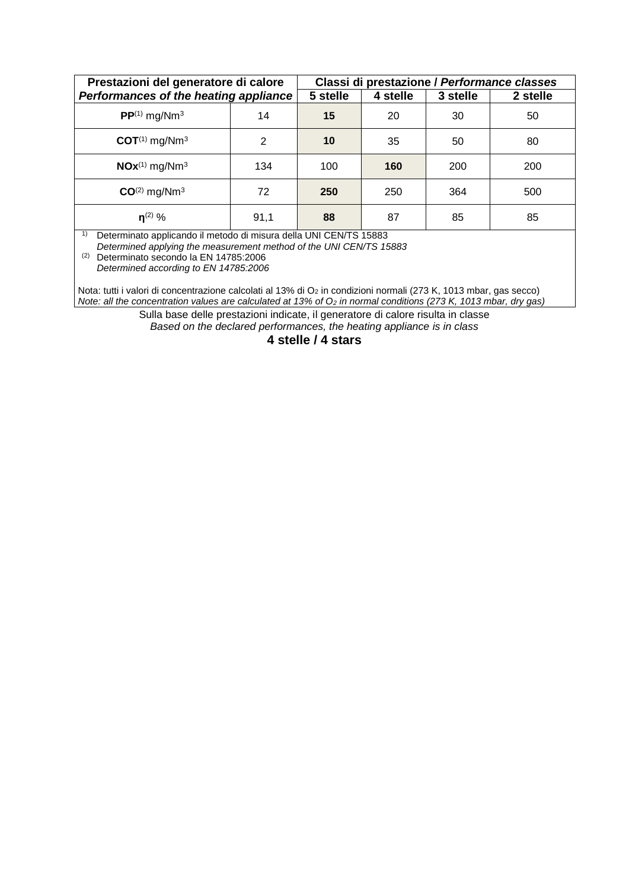| Prestazioni del generatore di calore<br>***Performances of the heating appliance*** | | Classi di prestazione / ***Performance classes*** | | | |
|---|---|---|---|---|---|
| | | **5 stelle** | **4 stelle** | **3 stelle** | **2 stelle** |
| **PP**[(1)] mg/Nm³ | 14 | **15** | 20 | 30 | 50 |
| **COT**[(1)] mg/Nm³ | 2 | **10** | 35 | 50 | 80 |
| **NOx**[(1)] mg/Nm³ | 134 | 100 | **160** | 200 | 200 |
| **CO**[(2)] mg/Nm³ | 72 | **250** | 250 | 364 | 500 |
| **η**[(2)] % | 91,1 | **88** | 87 | 85 | 85 |

[1)] Determinato applicando il metodo di misura della UNI CEN/TS 15883
*Determined applying the measurement method of the UNI CEN/TS 15883*
[(2)] Determinato secondo la EN 14785:2006
*Determined according to EN 14785:2006*

Nota: tutti i valori di concentrazione calcolati al 13% di $O_2$ in condizioni normali (273 K, 1013 mbar, gas secco)
*Note: all the concentration values are calculated at 13% of $O_2$ in normal conditions (273 K, 1013 mbar, dry gas)*

Sulla base delle prestazioni indicate, il generatore di calore risulta in classe
*Based on the declared performances, the heating appliance is in class*

**4 stelle / 4 stars**